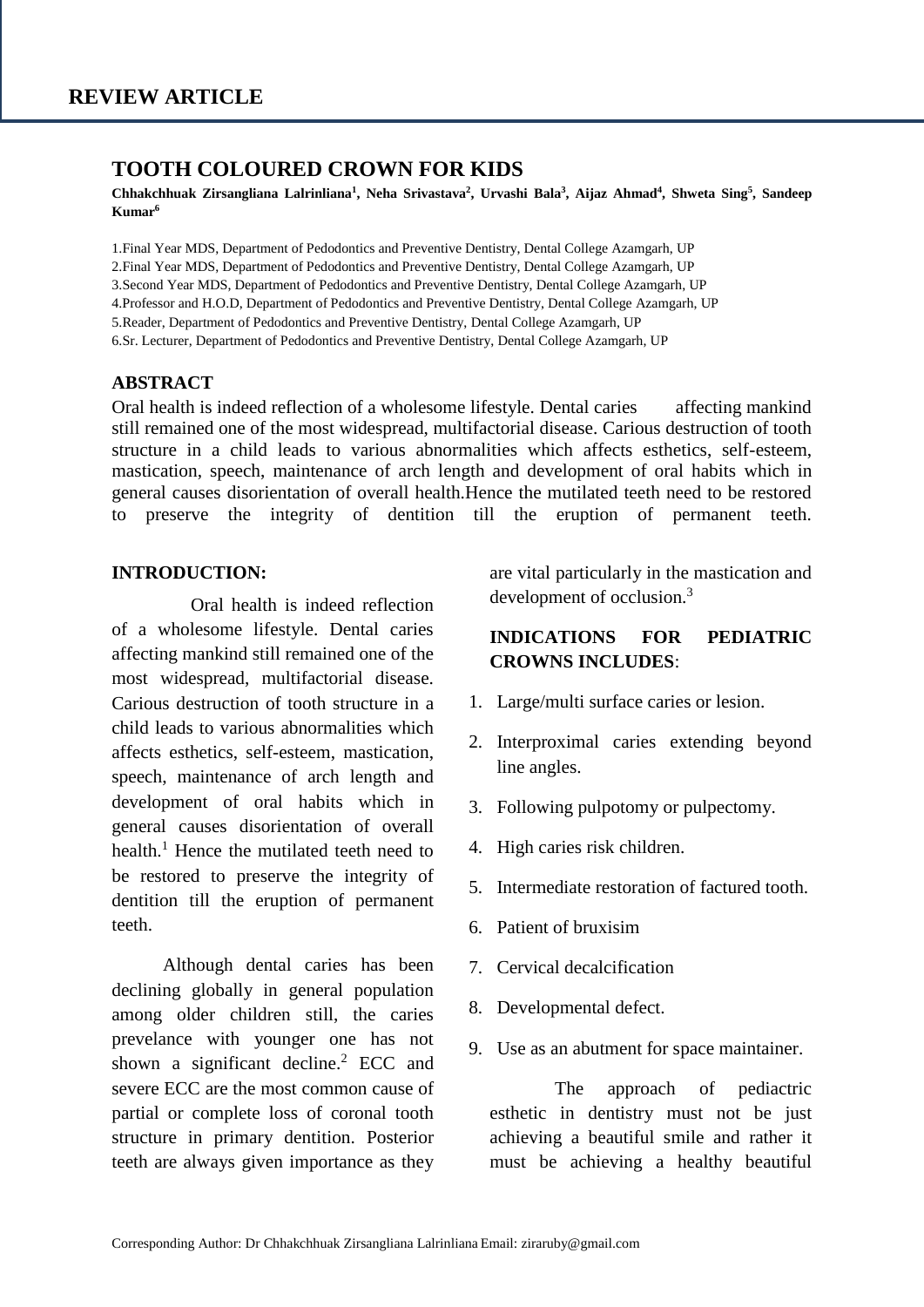REVIEW ARTICLE

# TOOTH COLOURED CROWN FOR KIDS

**Chhakchhuak Zirsangliana Lalrinliana[1], Neha Srivastava[2], Urvashi Bala[3], Aijaz Ahmad[4], Shweta Sing[5], Sandeep Kumar[6]**

1.Final Year MDS, Department of Pedodontics and Preventive Dentistry, Dental College Azamgarh, UP
2.Final Year MDS, Department of Pedodontics and Preventive Dentistry, Dental College Azamgarh, UP
3.Second Year MDS, Department of Pedodontics and Preventive Dentistry, Dental College Azamgarh, UP
4.Professor and H.O.D, Department of Pedodontics and Preventive Dentistry, Dental College Azamgarh, UP
5.Reader, Department of Pedodontics and Preventive Dentistry, Dental College Azamgarh, UP
6.Sr. Lecturer, Department of Pedodontics and Preventive Dentistry, Dental College Azamgarh, UP

## ABSTRACT

Oral health is indeed reflection of a wholesome lifestyle. Dental caries affecting mankind still remained one of the most widespread, multifactorial disease. Carious destruction of tooth structure in a child leads to various abnormalities which affects esthetics, self-esteem, mastication, speech, maintenance of arch length and development of oral habits which in general causes disorientation of overall health.Hence the mutilated teeth need to be restored to preserve the integrity of dentition till the eruption of permanent teeth.

## INTRODUCTION:

Oral health is indeed reflection of a wholesome lifestyle. Dental caries affecting mankind still remained one of the most widespread, multifactorial disease. Carious destruction of tooth structure in a child leads to various abnormalities which affects esthetics, self-esteem, mastication, speech, maintenance of arch length and development of oral habits which in general causes disorientation of overall health.[1] Hence the mutilated teeth need to be restored to preserve the integrity of dentition till the eruption of permanent teeth.

Although dental caries has been declining globally in general population among older children still, the caries prevelance with younger one has not shown a significant decline.[2] ECC and severe ECC are the most common cause of partial or complete loss of coronal tooth structure in primary dentition. Posterior teeth are always given importance as they are vital particularly in the mastication and development of occlusion.[3]

## INDICATIONS FOR PEDIATRIC CROWNS INCLUDES:

1. Large/multi surface caries or lesion.
2. Interproximal caries extending beyond line angles.
3. Following pulpotomy or pulpectomy.
4. High caries risk children.
5. Intermediate restoration of factured tooth.
6. Patient of bruxisim
7. Cervical decalcification
8. Developmental defect.
9. Use as an abutment for space maintainer.

The approach of pediactric esthetic in dentistry must not be just achieving a beautiful smile and rather it must be achieving a healthy beautiful

Corresponding Author: Dr Chhakchhuak Zirsangliana Lalrinliana Email: ziraruby@gmail.com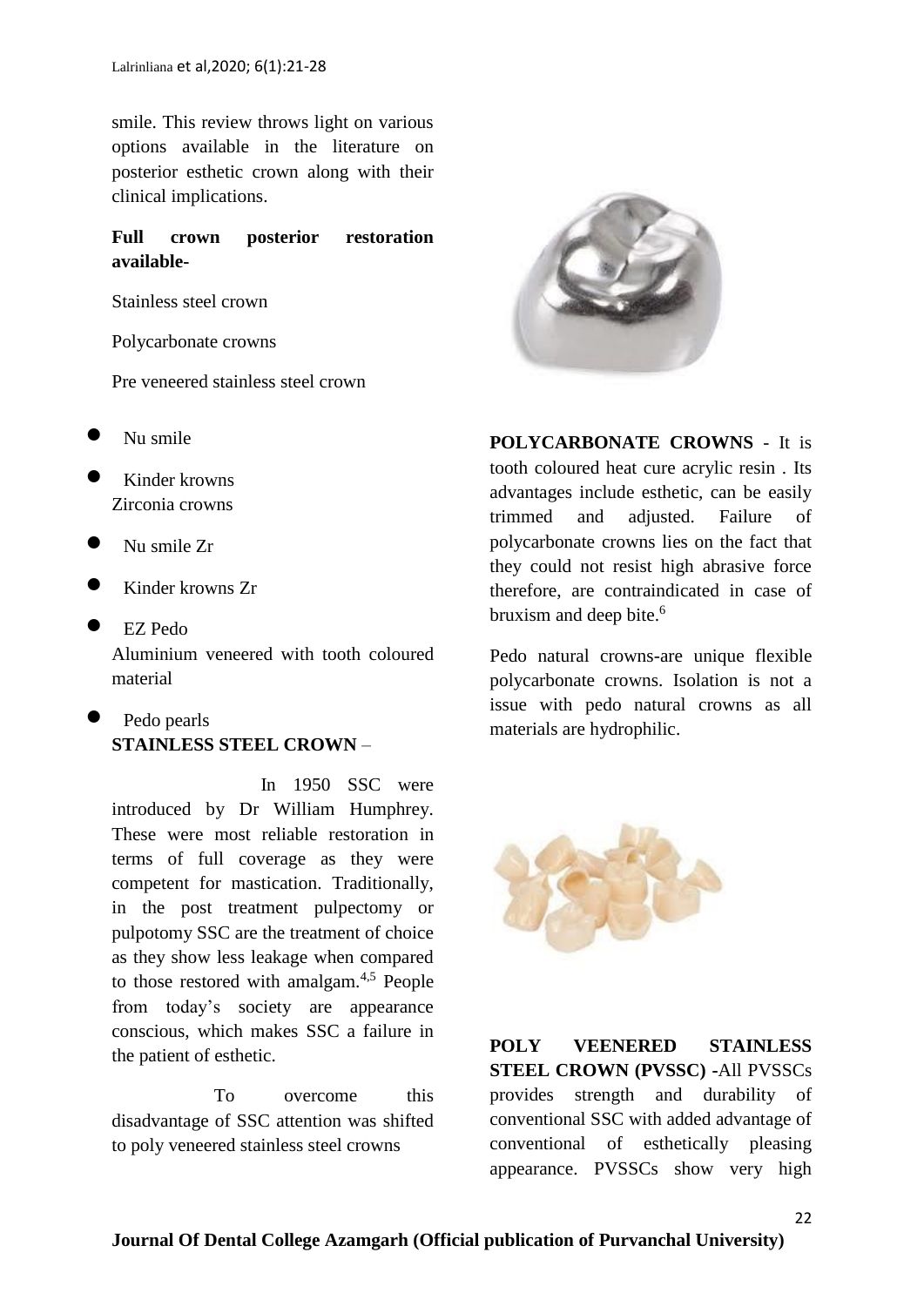smile. This review throws light on various options available in the literature on posterior esthetic crown along with their clinical implications.

**Full crown posterior restoration available-**

Stainless steel crown

Polycarbonate crowns

Pre veneered stainless steel crown

- Nu smile
- Kinder krowns

Zirconia crowns

- Nu smile Zr
- Kinder krowns Zr
- EZ Pedo

Aluminium veneered with tooth coloured material

- Pedo pearls

**STAINLESS STEEL CROWN** –

In 1950 SSC were introduced by Dr William Humphrey. These were most reliable restoration in terms of full coverage as they were competent for mastication. Traditionally, in the post treatment pulpectomy or pulpotomy SSC are the treatment of choice as they show less leakage when compared to those restored with amalgam.[4,5] People from today's society are appearance conscious, which makes SSC a failure in the patient of esthetic.

To overcome this disadvantage of SSC attention was shifted to poly veneered stainless steel crowns

**POLYCARBONATE CROWNS** - It is tooth coloured heat cure acrylic resin . Its advantages include esthetic, can be easily trimmed and adjusted. Failure of polycarbonate crowns lies on the fact that they could not resist high abrasive force therefore, are contraindicated in case of bruxism and deep bite.[6]

Pedo natural crowns-are unique flexible polycarbonate crowns. Isolation is not a issue with pedo natural crowns as all materials are hydrophilic.

**POLY VEENERED STAINLESS STEEL CROWN (PVSSC)** -All PVSSCs provides strength and durability of conventional SSC with added advantage of conventional of esthetically pleasing appearance. PVSSCs show very high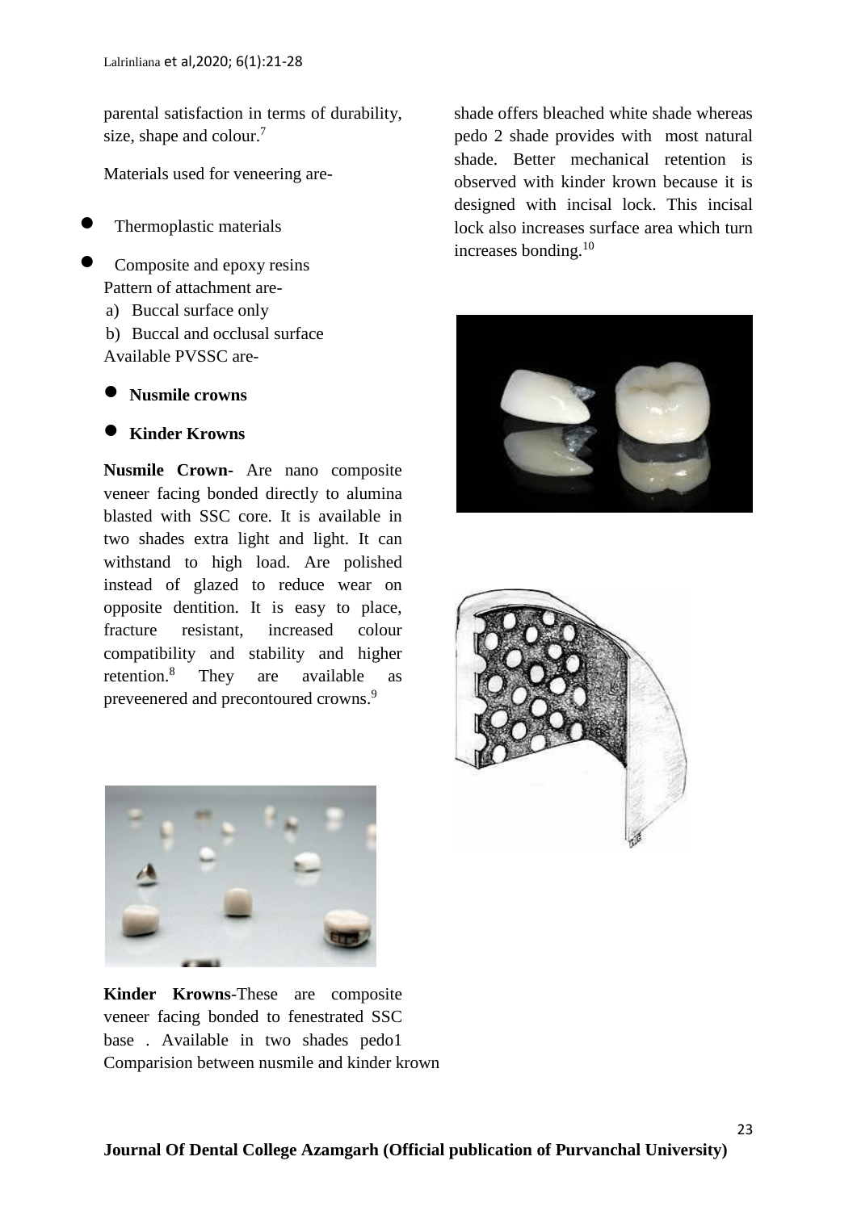parental satisfaction in terms of durability, size, shape and colour.[7]

Materials used for veneering are-

- Thermoplastic materials
- Composite and epoxy resins

Pattern of attachment are-

a) Buccal surface only
b) Buccal and occlusal surface

Available PVSSC are-

- **Nusmile crowns**
- **Kinder Krowns**

**Nusmile Crown-** Are nano composite veneer facing bonded directly to alumina blasted with SSC core. It is available in two shades extra light and light. It can withstand to high load. Are polished instead of glazed to reduce wear on opposite dentition. It is easy to place, fracture resistant, increased colour compatibility and stability and higher retention.[8] They are available as preveenered and precontoured crowns.[9]

**Kinder Krowns**-These are composite veneer facing bonded to fenestrated SSC base . Available in two shades pedo1 shade offers bleached white shade whereas pedo 2 shade provides with most natural shade. Better mechanical retention is observed with kinder krown because it is designed with incisal lock. This incisal lock also increases surface area which turn increases bonding.[10]

Comparision between nusmile and kinder krown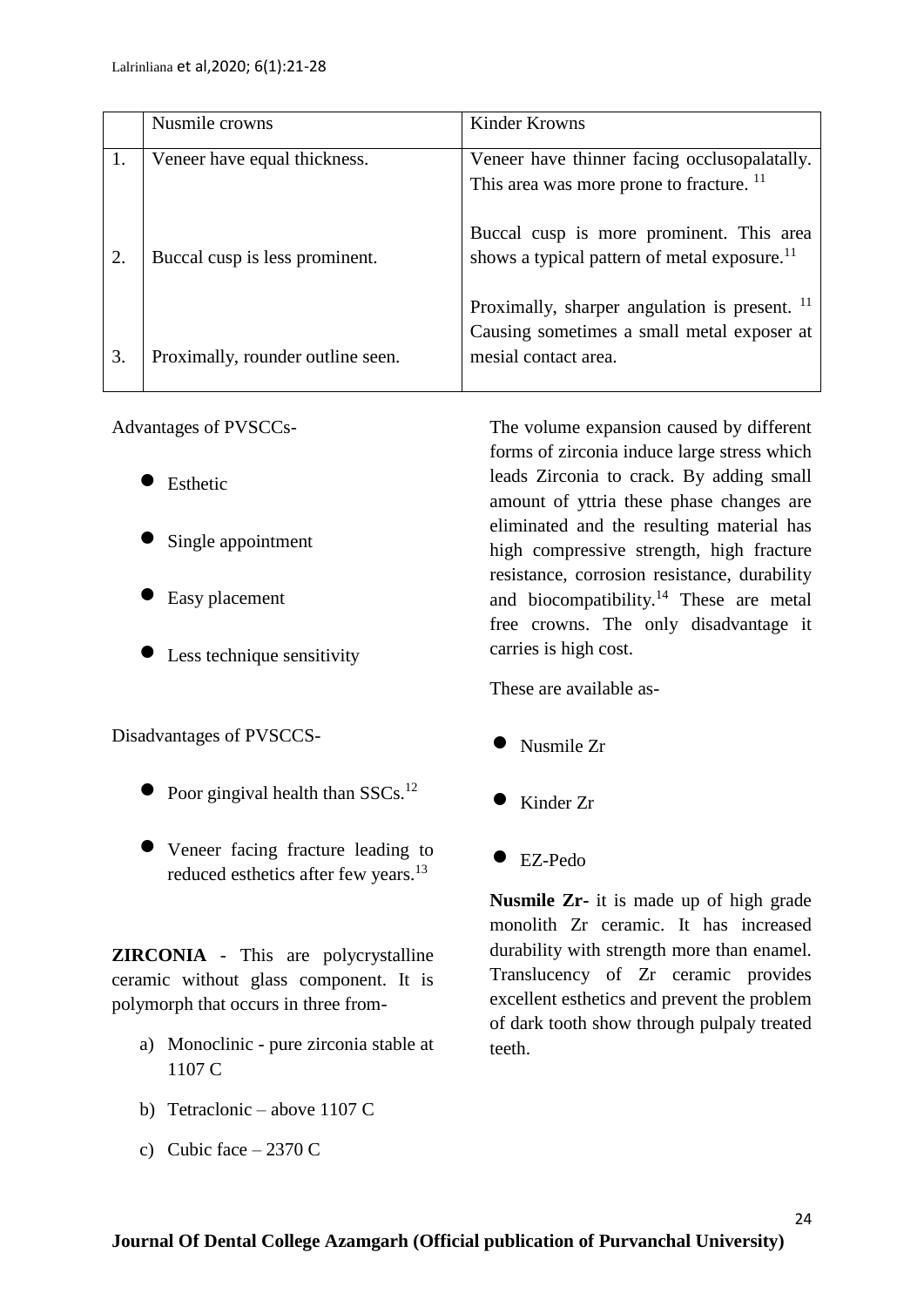|  | Nusmile crowns | Kinder Krowns |
|---|---|---|
| 1. | Veneer have equal thickness. | Veneer have thinner facing occlusopalatally. This area was more prone to fracture. [11] |
| 2. | Buccal cusp is less prominent. | Buccal cusp is more prominent. This area shows a typical pattern of metal exposure.[11] |
| 3. | Proximally, rounder outline seen. | Proximally, sharper angulation is present. [11] Causing sometimes a small metal exposer at mesial contact area. |

Advantages of PVSCCs-

- Esthetic
- Single appointment
- Easy placement
- Less technique sensitivity

Disadvantages of PVSCCS-

- Poor gingival health than SSCs.[12]
- Veneer facing fracture leading to reduced esthetics after few years.[13]

**ZIRCONIA** - This are polycrystalline ceramic without glass component. It is polymorph that occurs in three from-

a) Monoclinic - pure zirconia stable at 1107 C

b) Tetraclonic – above 1107 C

c) Cubic face – 2370 C

The volume expansion caused by different forms of zirconia induce large stress which leads Zirconia to crack. By adding small amount of yttria these phase changes are eliminated and the resulting material has high compressive strength, high fracture resistance, corrosion resistance, durability and biocompatibility.[14] These are metal free crowns. The only disadvantage it carries is high cost.

These are available as-

- Nusmile Zr
- Kinder Zr
- EZ-Pedo

**Nusmile Zr**- it is made up of high grade monolith Zr ceramic. It has increased durability with strength more than enamel. Translucency of Zr ceramic provides excellent esthetics and prevent the problem of dark tooth show through pulpaly treated teeth.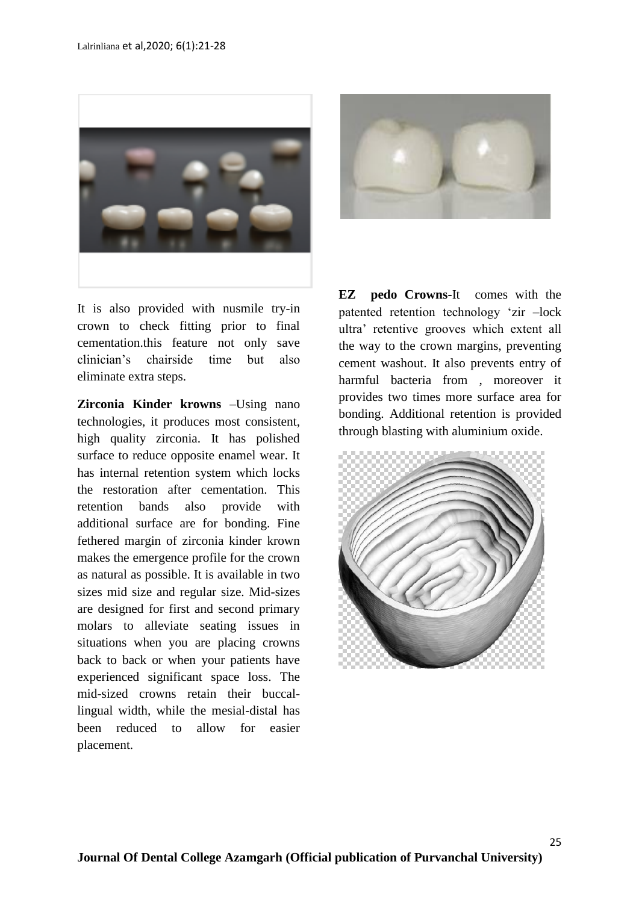It is also provided with nusmile try-in crown to check fitting prior to final cementation.this feature not only save clinician's chairside time but also eliminate extra steps.

**Zirconia Kinder krowns** –Using nano technologies, it produces most consistent, high quality zirconia. It has polished surface to reduce opposite enamel wear. It has internal retention system which locks the restoration after cementation. This retention bands also provide with additional surface are for bonding. Fine fethered margin of zirconia kinder krown makes the emergence profile for the crown as natural as possible. It is available in two sizes mid size and regular size. Mid-sizes are designed for first and second primary molars to alleviate seating issues in situations when you are placing crowns back to back or when your patients have experienced significant space loss. The mid-sized crowns retain their buccal-lingual width, while the mesial-distal has been reduced to allow for easier placement.

**EZ pedo Crowns**-It comes with the patented retention technology 'zir –lock ultra' retentive grooves which extent all the way to the crown margins, preventing cement washout. It also prevents entry of harmful bacteria from , moreover it provides two times more surface area for bonding. Additional retention is provided through blasting with aluminium oxide.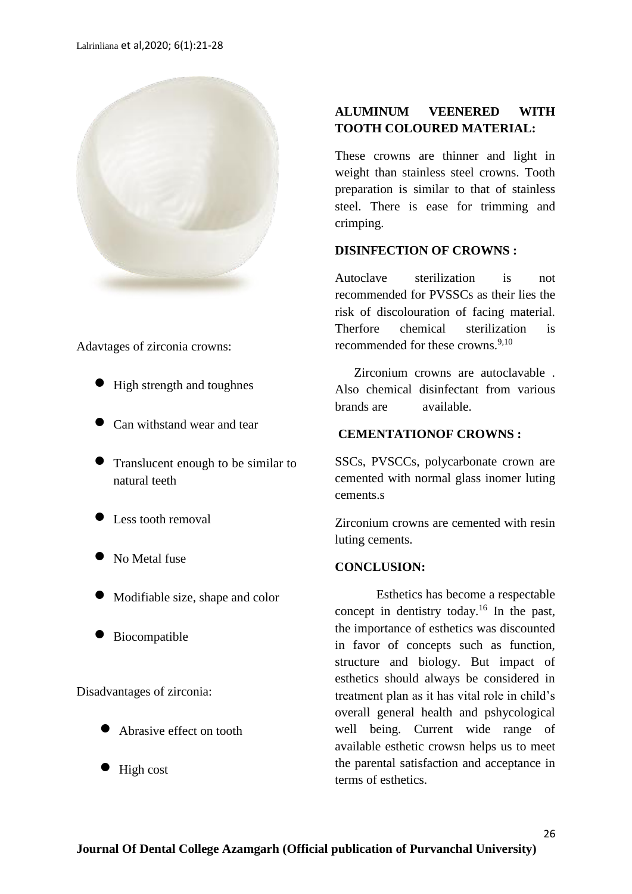Adavtages of zirconia crowns:

- High strength and toughnes
- Can withstand wear and tear
- Translucent enough to be similar to natural teeth
- Less tooth removal
- No Metal fuse
- Modifiable size, shape and color
- Biocompatible

Disadvantages of zirconia:

- Abrasive effect on tooth
- High cost

**ALUMINUM VEENERED WITH TOOTH COLOURED MATERIAL:**

These crowns are thinner and light in weight than stainless steel crowns. Tooth preparation is similar to that of stainless steel. There is ease for trimming and crimping.

**DISINFECTION OF CROWNS :**

Autoclave sterilization is not recommended for PVSSCs as their lies the risk of discolouration of facing material. Therfore chemical sterilization is recommended for these crowns.[9,10]

Zirconium crowns are autoclavable . Also chemical disinfectant from various brands are available.

**CEMENTATIONOF CROWNS :**

SSCs, PVSCCs, polycarbonate crown are cemented with normal glass inomer luting cements.s

Zirconium crowns are cemented with resin luting cements.

**CONCLUSION:**

Esthetics has become a respectable concept in dentistry today.[16] In the past, the importance of esthetics was discounted in favor of concepts such as function, structure and biology. But impact of esthetics should always be considered in treatment plan as it has vital role in child's overall general health and pshycological well being. Current wide range of available esthetic crowsn helps us to meet the parental satisfaction and acceptance in terms of esthetics.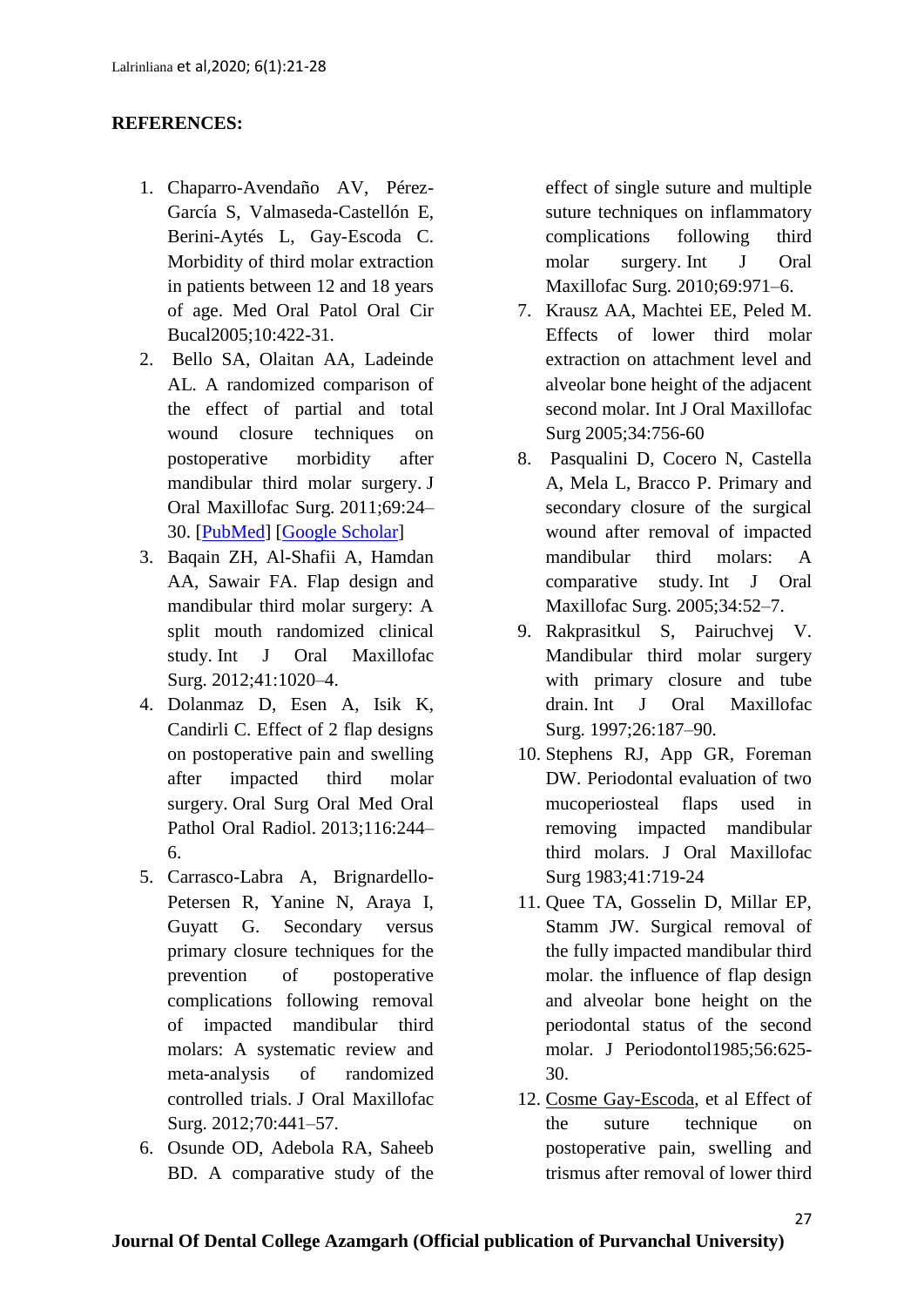**REFERENCES:**

1. Chaparro-Avendaño AV, Pérez-García S, Valmaseda-Castellón E, Berini-Aytés L, Gay-Escoda C. Morbidity of third molar extraction in patients between 12 and 18 years of age. Med Oral Patol Oral Cir Bucal2005;10:422-31.
2. Bello SA, Olaitan AA, Ladeinde AL. A randomized comparison of the effect of partial and total wound closure techniques on postoperative morbidity after mandibular third molar surgery. J Oral Maxillofac Surg. 2011;69:24–30. [PubMed] [Google Scholar]
3. Baqain ZH, Al-Shafii A, Hamdan AA, Sawair FA. Flap design and mandibular third molar surgery: A split mouth randomized clinical study. Int J Oral Maxillofac Surg. 2012;41:1020–4.
4. Dolanmaz D, Esen A, Isik K, Candirli C. Effect of 2 flap designs on postoperative pain and swelling after impacted third molar surgery. Oral Surg Oral Med Oral Pathol Oral Radiol. 2013;116:244–6.
5. Carrasco-Labra A, Brignardello-Petersen R, Yanine N, Araya I, Guyatt G. Secondary versus primary closure techniques for the prevention of postoperative complications following removal of impacted mandibular third molars: A systematic review and meta-analysis of randomized controlled trials. J Oral Maxillofac Surg. 2012;70:441–57.
6. Osunde OD, Adebola RA, Saheeb BD. A comparative study of the effect of single suture and multiple suture techniques on inflammatory complications following third molar surgery. Int J Oral Maxillofac Surg. 2010;69:971–6.
7. Krausz AA, Machtei EE, Peled M. Effects of lower third molar extraction on attachment level and alveolar bone height of the adjacent second molar. Int J Oral Maxillofac Surg 2005;34:756-60
8. Pasqualini D, Cocero N, Castella A, Mela L, Bracco P. Primary and secondary closure of the surgical wound after removal of impacted mandibular third molars: A comparative study. Int J Oral Maxillofac Surg. 2005;34:52–7.
9. Rakprasitkul S, Pairuchvej V. Mandibular third molar surgery with primary closure and tube drain. Int J Oral Maxillofac Surg. 1997;26:187–90.
10. Stephens RJ, App GR, Foreman DW. Periodontal evaluation of two mucoperiosteal flaps used in removing impacted mandibular third molars. J Oral Maxillofac Surg 1983;41:719-24
11. Quee TA, Gosselin D, Millar EP, Stamm JW. Surgical removal of the fully impacted mandibular third molar. the influence of flap design and alveolar bone height on the periodontal status of the second molar. J Periodontol1985;56:625-30.
12. Cosme Gay-Escoda, et al Effect of the suture technique on postoperative pain, swelling and trismus after removal of lower third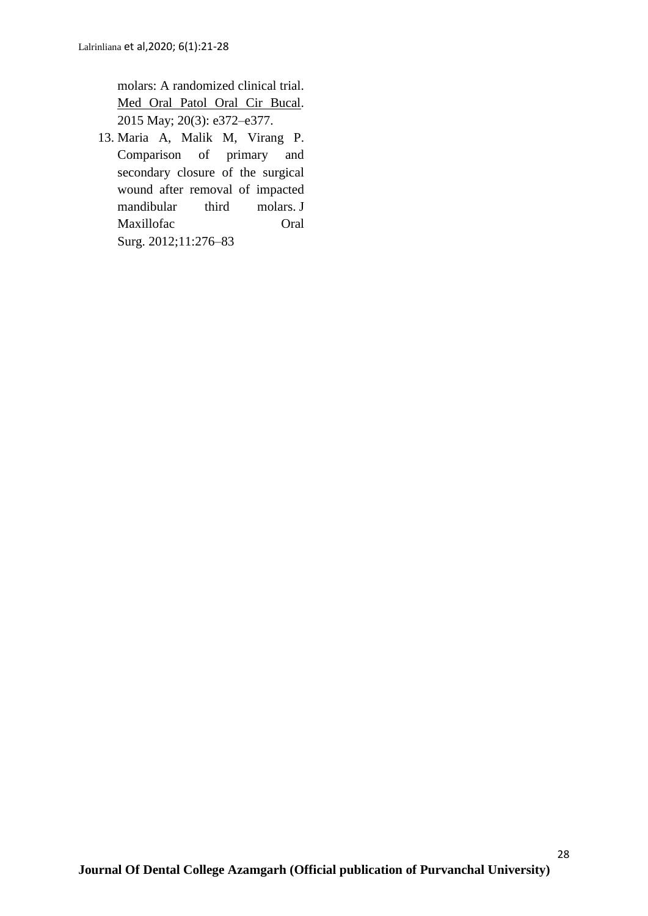molars: A randomized clinical trial. Med Oral Patol Oral Cir Bucal. 2015 May; 20(3): e372–e377.

13. Maria A, Malik M, Virang P. Comparison of primary and secondary closure of the surgical wound after removal of impacted mandibular third molars. J Maxillofac Oral Surg. 2012;11:276–83